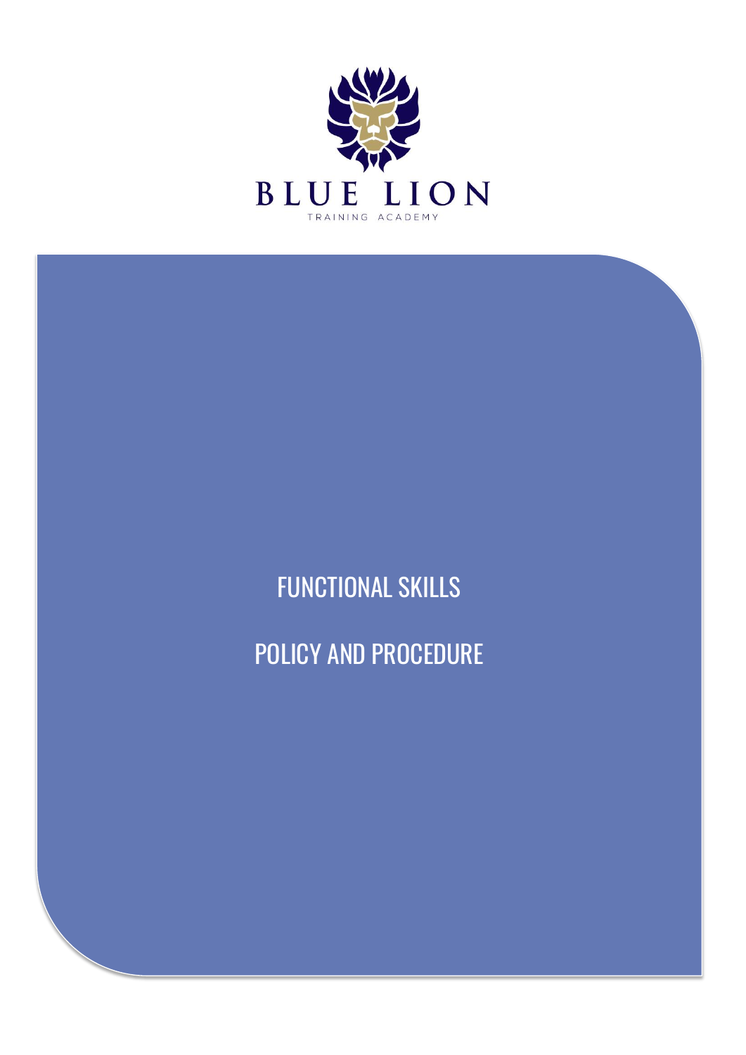BLUE LION

TRAINING ACADEMY

# FUNCTIONAL SKILLS

# POLICY AND PROCEDURE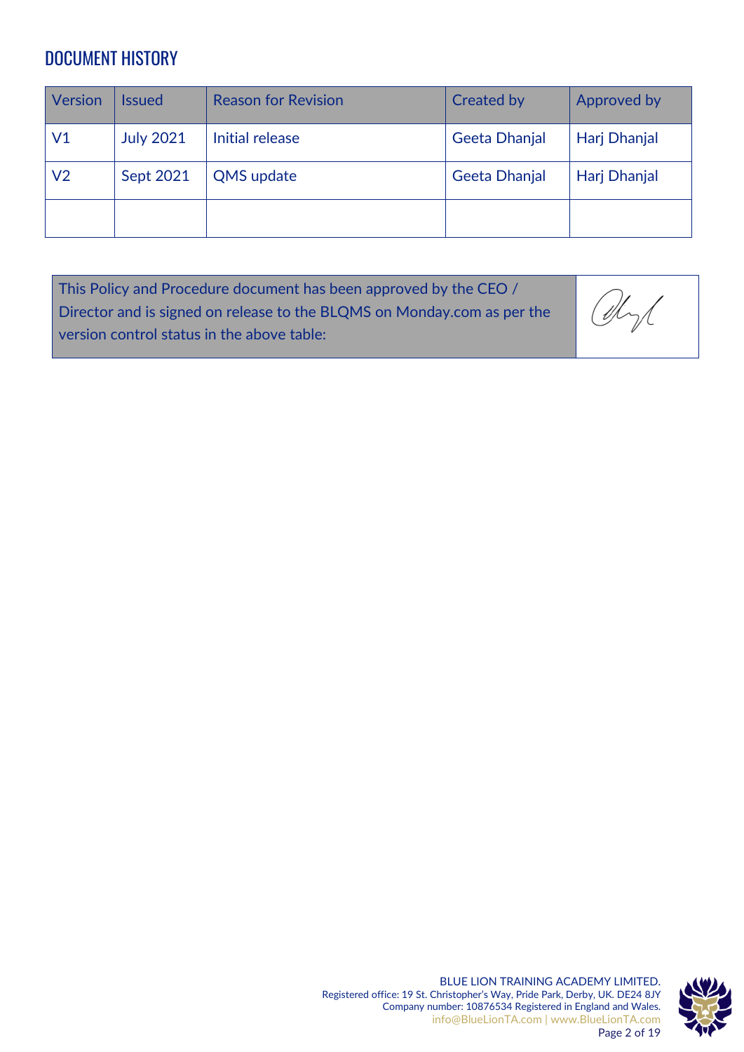## DOCUMENT HISTORY

| Version | Issued | Reason for Revision | Created by | Approved by |
|---|---|---|---|---|
| V1 | July 2021 | Initial release | Geeta Dhanjal | Harj Dhanjal |
| V2 | Sept 2021 | QMS update | Geeta Dhanjal | Harj Dhanjal |
| | | | | |

| This Policy and Procedure document has been approved by the CEO / Director and is signed on release to the BLQMS on Monday.com as per the version control status in the above table: | |
|---|---|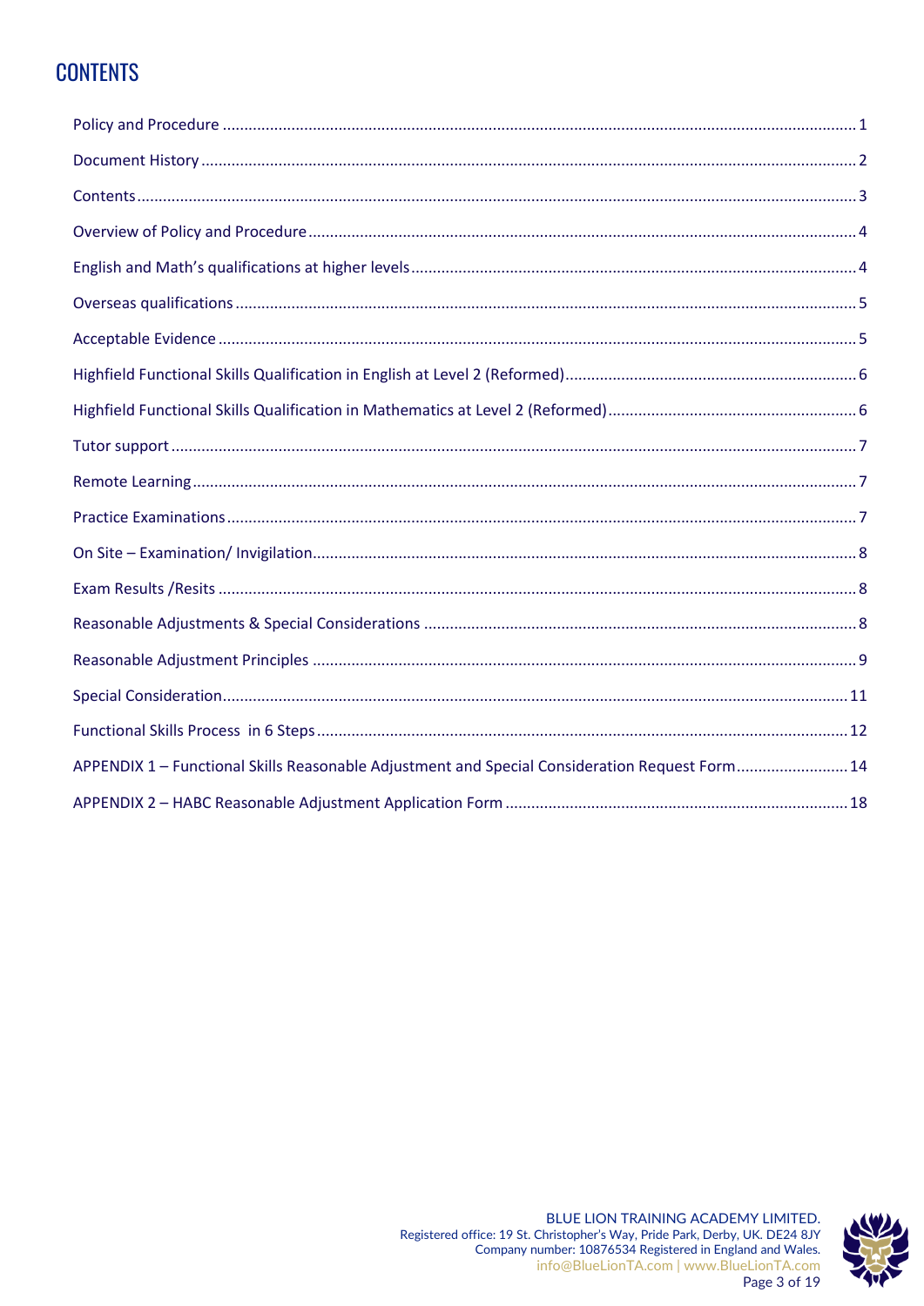# CONTENTS

Policy and Procedure ..................................................................................................................................... 1

Document History .......................................................................................................................................... 2

Contents ......................................................................................................................................................... 3

Overview of Policy and Procedure ................................................................................................................. 4

English and Math's qualifications at higher levels .......................................................................................... 4

Overseas qualifications .................................................................................................................................. 5

Acceptable Evidence ...................................................................................................................................... 5

Highfield Functional Skills Qualification in English at Level 2 (Reformed) ...................................................... 6

Highfield Functional Skills Qualification in Mathematics at Level 2 (Reformed) ............................................. 6

Tutor support ................................................................................................................................................. 7

Remote Learning ............................................................................................................................................ 7

Practice Examinations ..................................................................................................................................... 7

On Site – Examination/ Invigilation ................................................................................................................. 8

Exam Results /Resits ....................................................................................................................................... 8

Reasonable Adjustments & Special Considerations ........................................................................................ 8

Reasonable Adjustment Principles ................................................................................................................. 9

Special Consideration ..................................................................................................................................... 11

Functional Skills Process in 6 Steps ............................................................................................................... 12

APPENDIX 1 – Functional Skills Reasonable Adjustment and Special Consideration Request Form .......................... 14

APPENDIX 2 – HABC Reasonable Adjustment Application Form .................................................................... 18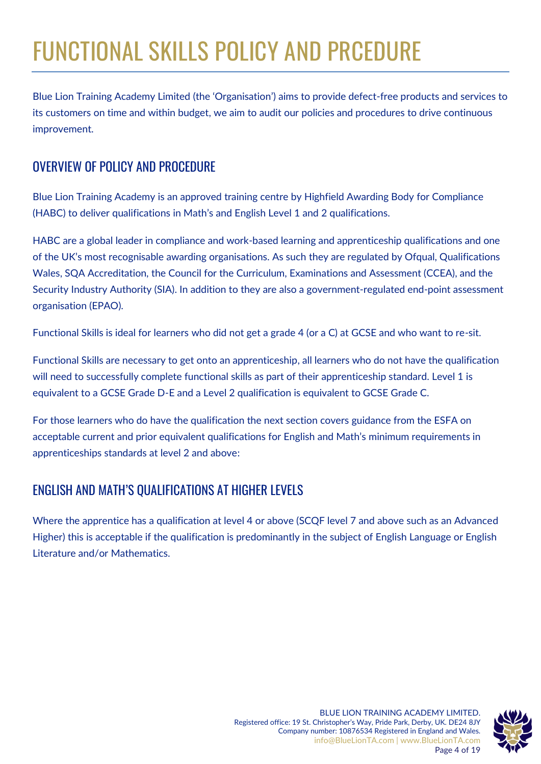# FUNCTIONAL SKILLS POLICY AND PRCEDURE

Blue Lion Training Academy Limited (the 'Organisation') aims to provide defect-free products and services to its customers on time and within budget, we aim to audit our policies and procedures to drive continuous improvement.

## OVERVIEW OF POLICY AND PROCEDURE

Blue Lion Training Academy is an approved training centre by Highfield Awarding Body for Compliance (HABC) to deliver qualifications in Math's and English Level 1 and 2 qualifications.

HABC are a global leader in compliance and work-based learning and apprenticeship qualifications and one of the UK's most recognisable awarding organisations. As such they are regulated by Ofqual, Qualifications Wales, SQA Accreditation, the Council for the Curriculum, Examinations and Assessment (CCEA), and the Security Industry Authority (SIA). In addition to they are also a government-regulated end-point assessment organisation (EPAO).

Functional Skills is ideal for learners who did not get a grade 4 (or a C) at GCSE and who want to re-sit.

Functional Skills are necessary to get onto an apprenticeship, all learners who do not have the qualification will need to successfully complete functional skills as part of their apprenticeship standard. Level 1 is equivalent to a GCSE Grade D-E and a Level 2 qualification is equivalent to GCSE Grade C.

For those learners who do have the qualification the next section covers guidance from the ESFA on acceptable current and prior equivalent qualifications for English and Math's minimum requirements in apprenticeships standards at level 2 and above:

## ENGLISH AND MATH'S QUALIFICATIONS AT HIGHER LEVELS

Where the apprentice has a qualification at level 4 or above (SCQF level 7 and above such as an Advanced Higher) this is acceptable if the qualification is predominantly in the subject of English Language or English Literature and/or Mathematics.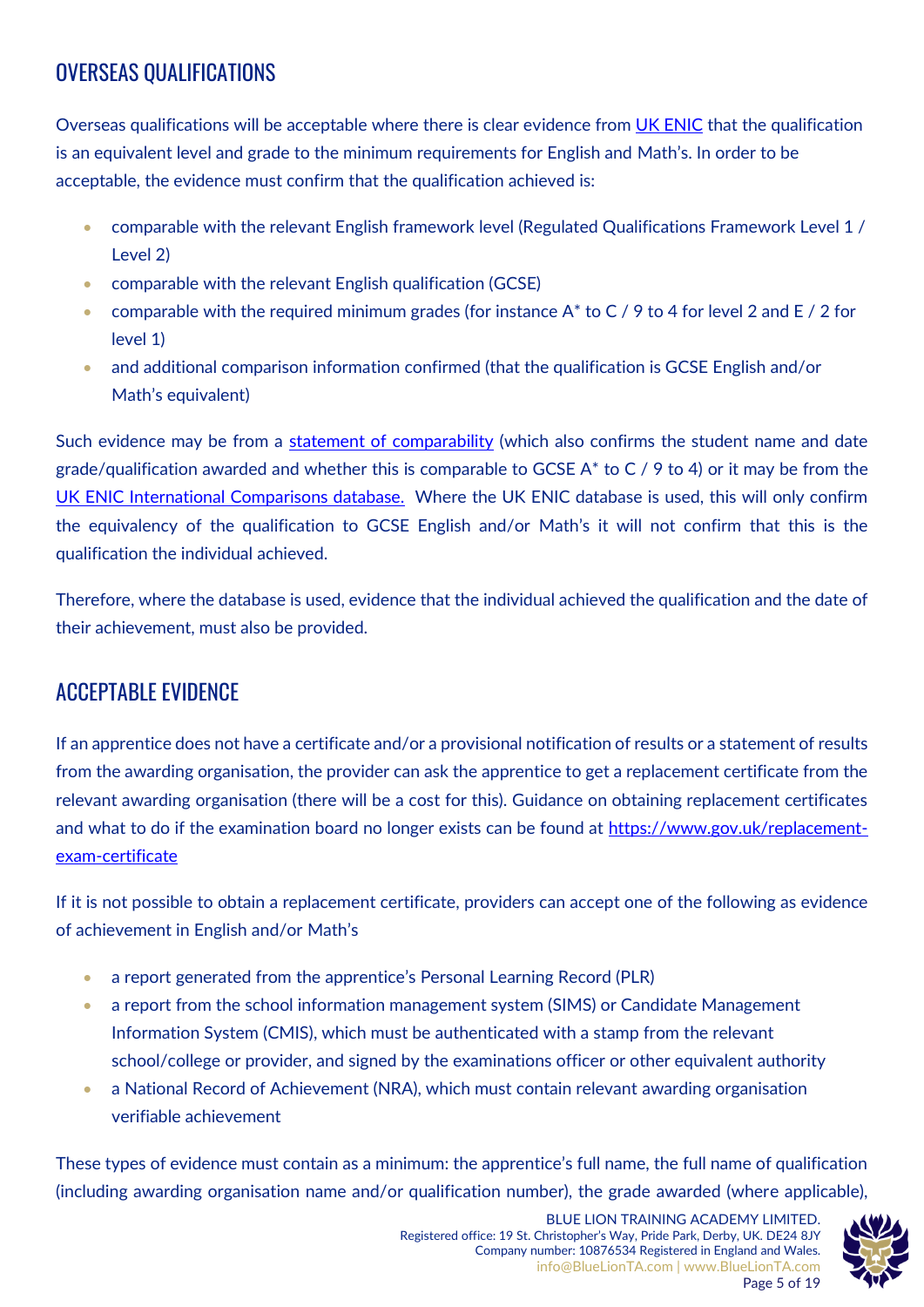## OVERSEAS QUALIFICATIONS

Overseas qualifications will be acceptable where there is clear evidence from [UK ENIC](#) that the qualification is an equivalent level and grade to the minimum requirements for English and Math's. In order to be acceptable, the evidence must confirm that the qualification achieved is:

- comparable with the relevant English framework level (Regulated Qualifications Framework Level 1 / Level 2)
- comparable with the relevant English qualification (GCSE)
- comparable with the required minimum grades (for instance A* to C / 9 to 4 for level 2 and E / 2 for level 1)
- and additional comparison information confirmed (that the qualification is GCSE English and/or Math's equivalent)

Such evidence may be from a [statement of comparability](#) (which also confirms the student name and date grade/qualification awarded and whether this is comparable to GCSE A* to C / 9 to 4) or it may be from the [UK ENIC International Comparisons database.](#) Where the UK ENIC database is used, this will only confirm the equivalency of the qualification to GCSE English and/or Math's it will not confirm that this is the qualification the individual achieved.

Therefore, where the database is used, evidence that the individual achieved the qualification and the date of their achievement, must also be provided.

## ACCEPTABLE EVIDENCE

If an apprentice does not have a certificate and/or a provisional notification of results or a statement of results from the awarding organisation, the provider can ask the apprentice to get a replacement certificate from the relevant awarding organisation (there will be a cost for this). Guidance on obtaining replacement certificates and what to do if the examination board no longer exists can be found at https://www.gov.uk/replacement-exam-certificate

If it is not possible to obtain a replacement certificate, providers can accept one of the following as evidence of achievement in English and/or Math's

- a report generated from the apprentice's Personal Learning Record (PLR)
- a report from the school information management system (SIMS) or Candidate Management Information System (CMIS), which must be authenticated with a stamp from the relevant school/college or provider, and signed by the examinations officer or other equivalent authority
- a National Record of Achievement (NRA), which must contain relevant awarding organisation verifiable achievement

These types of evidence must contain as a minimum: the apprentice's full name, the full name of qualification (including awarding organisation name and/or qualification number), the grade awarded (where applicable),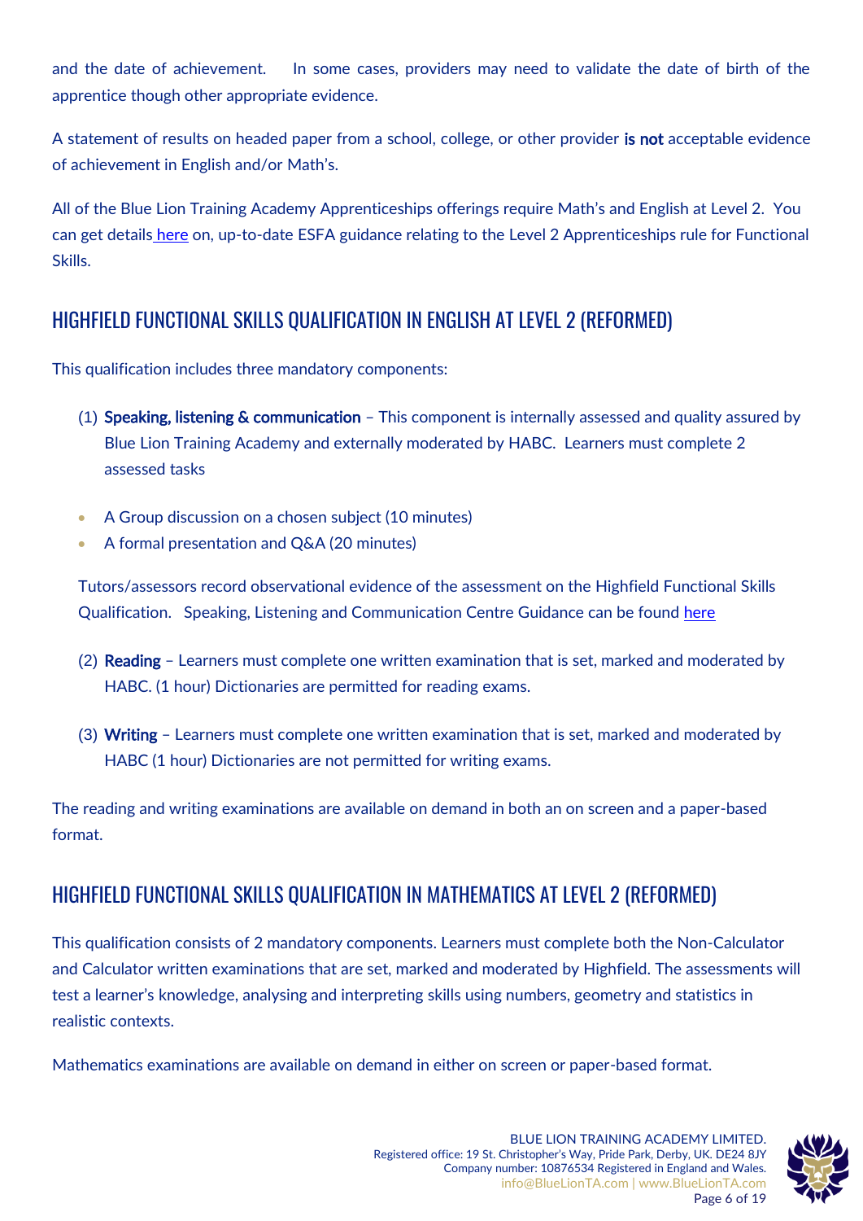and the date of achievement.   In some cases, providers may need to validate the date of birth of the apprentice though other appropriate evidence.

A statement of results on headed paper from a school, college, or other provider **is not** acceptable evidence of achievement in English and/or Math's.

All of the Blue Lion Training Academy Apprenticeships offerings require Math's and English at Level 2.  You can get details here on, up-to-date ESFA guidance relating to the Level 2 Apprenticeships rule for Functional Skills.

## HIGHFIELD FUNCTIONAL SKILLS QUALIFICATION IN ENGLISH AT LEVEL 2 (REFORMED)

This qualification includes three mandatory components:

(1) **Speaking, listening & communication** – This component is internally assessed and quality assured by Blue Lion Training Academy and externally moderated by HABC.  Learners must complete 2 assessed tasks

- A Group discussion on a chosen subject (10 minutes)
- A formal presentation and Q&A (20 minutes)

Tutors/assessors record observational evidence of the assessment on the Highfield Functional Skills Qualification.   Speaking, Listening and Communication Centre Guidance can be found here

(2) **Reading** – Learners must complete one written examination that is set, marked and moderated by HABC. (1 hour) Dictionaries are permitted for reading exams.

(3) **Writing** – Learners must complete one written examination that is set, marked and moderated by HABC (1 hour) Dictionaries are not permitted for writing exams.

The reading and writing examinations are available on demand in both an on screen and a paper-based format.

## HIGHFIELD FUNCTIONAL SKILLS QUALIFICATION IN MATHEMATICS AT LEVEL 2 (REFORMED)

This qualification consists of 2 mandatory components. Learners must complete both the Non-Calculator and Calculator written examinations that are set, marked and moderated by Highfield. The assessments will test a learner's knowledge, analysing and interpreting skills using numbers, geometry and statistics in realistic contexts.

Mathematics examinations are available on demand in either on screen or paper-based format.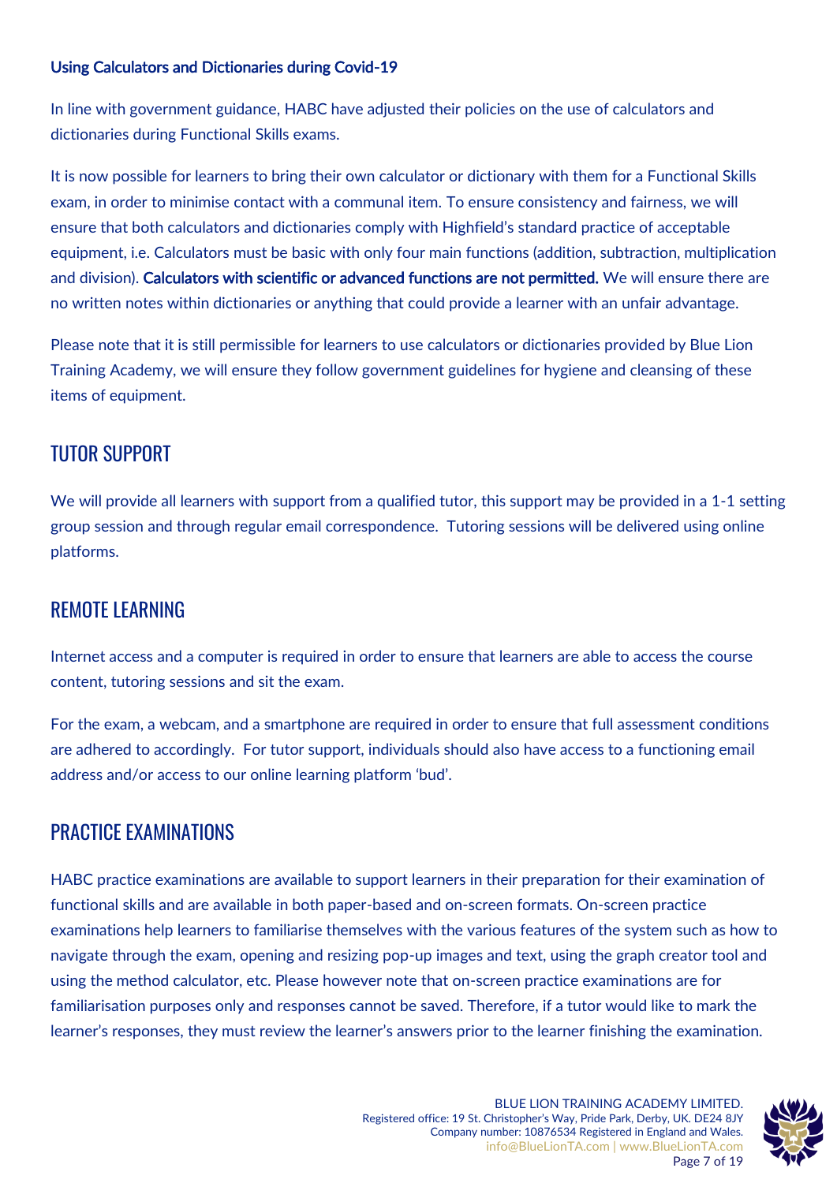#### Using Calculators and Dictionaries during Covid-19

In line with government guidance, HABC have adjusted their policies on the use of calculators and dictionaries during Functional Skills exams.

It is now possible for learners to bring their own calculator or dictionary with them for a Functional Skills exam, in order to minimise contact with a communal item. To ensure consistency and fairness, we will ensure that both calculators and dictionaries comply with Highfield's standard practice of acceptable equipment, i.e. Calculators must be basic with only four main functions (addition, subtraction, multiplication and division). **Calculators with scientific or advanced functions are not permitted.** We will ensure there are no written notes within dictionaries or anything that could provide a learner with an unfair advantage.

Please note that it is still permissible for learners to use calculators or dictionaries provided by Blue Lion Training Academy, we will ensure they follow government guidelines for hygiene and cleansing of these items of equipment.

## TUTOR SUPPORT

We will provide all learners with support from a qualified tutor, this support may be provided in a 1-1 setting group session and through regular email correspondence. Tutoring sessions will be delivered using online platforms.

## REMOTE LEARNING

Internet access and a computer is required in order to ensure that learners are able to access the course content, tutoring sessions and sit the exam.

For the exam, a webcam, and a smartphone are required in order to ensure that full assessment conditions are adhered to accordingly. For tutor support, individuals should also have access to a functioning email address and/or access to our online learning platform 'bud'.

## PRACTICE EXAMINATIONS

HABC practice examinations are available to support learners in their preparation for their examination of functional skills and are available in both paper-based and on-screen formats. On-screen practice examinations help learners to familiarise themselves with the various features of the system such as how to navigate through the exam, opening and resizing pop-up images and text, using the graph creator tool and using the method calculator, etc. Please however note that on-screen practice examinations are for familiarisation purposes only and responses cannot be saved. Therefore, if a tutor would like to mark the learner's responses, they must review the learner's answers prior to the learner finishing the examination.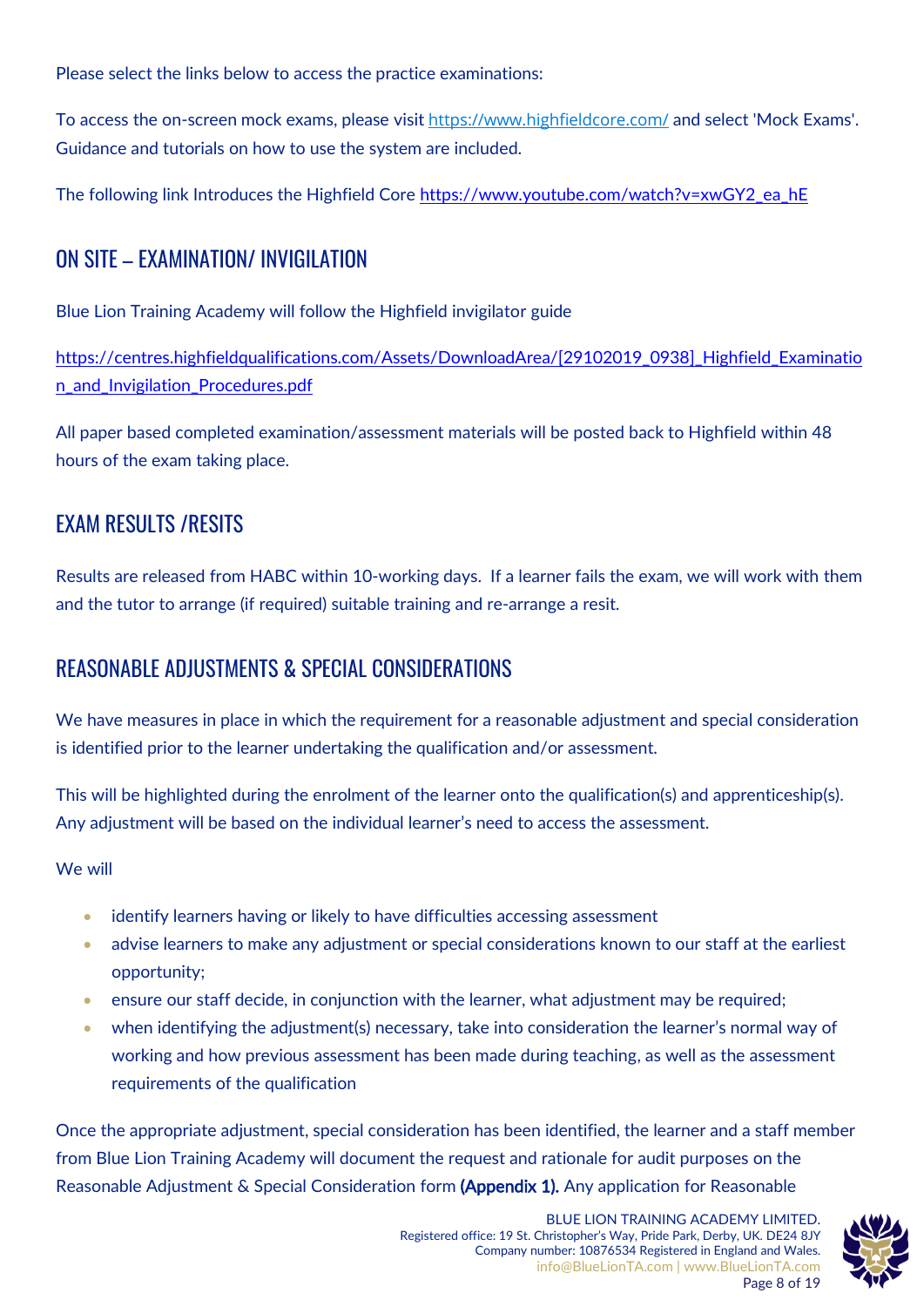Please select the links below to access the practice examinations:

To access the on-screen mock exams, please visit https://www.highfieldcore.com/ and select 'Mock Exams'. Guidance and tutorials on how to use the system are included.

The following link Introduces the Highfield Core https://www.youtube.com/watch?v=xwGY2_ea_hE

## ON SITE – EXAMINATION/ INVIGILATION

Blue Lion Training Academy will follow the Highfield invigilator guide

https://centres.highfieldqualifications.com/Assets/DownloadArea/[29102019_0938]_Highfield_Examination_and_Invigilation_Procedures.pdf

All paper based completed examination/assessment materials will be posted back to Highfield within 48 hours of the exam taking place.

## EXAM RESULTS /RESITS

Results are released from HABC within 10-working days. If a learner fails the exam, we will work with them and the tutor to arrange (if required) suitable training and re-arrange a resit.

## REASONABLE ADJUSTMENTS & SPECIAL CONSIDERATIONS

We have measures in place in which the requirement for a reasonable adjustment and special consideration is identified prior to the learner undertaking the qualification and/or assessment.

This will be highlighted during the enrolment of the learner onto the qualification(s) and apprenticeship(s). Any adjustment will be based on the individual learner's need to access the assessment.

We will

- identify learners having or likely to have difficulties accessing assessment
- advise learners to make any adjustment or special considerations known to our staff at the earliest opportunity;
- ensure our staff decide, in conjunction with the learner, what adjustment may be required;
- when identifying the adjustment(s) necessary, take into consideration the learner's normal way of working and how previous assessment has been made during teaching, as well as the assessment requirements of the qualification

Once the appropriate adjustment, special consideration has been identified, the learner and a staff member from Blue Lion Training Academy will document the request and rationale for audit purposes on the Reasonable Adjustment & Special Consideration form **(Appendix 1).** Any application for Reasonable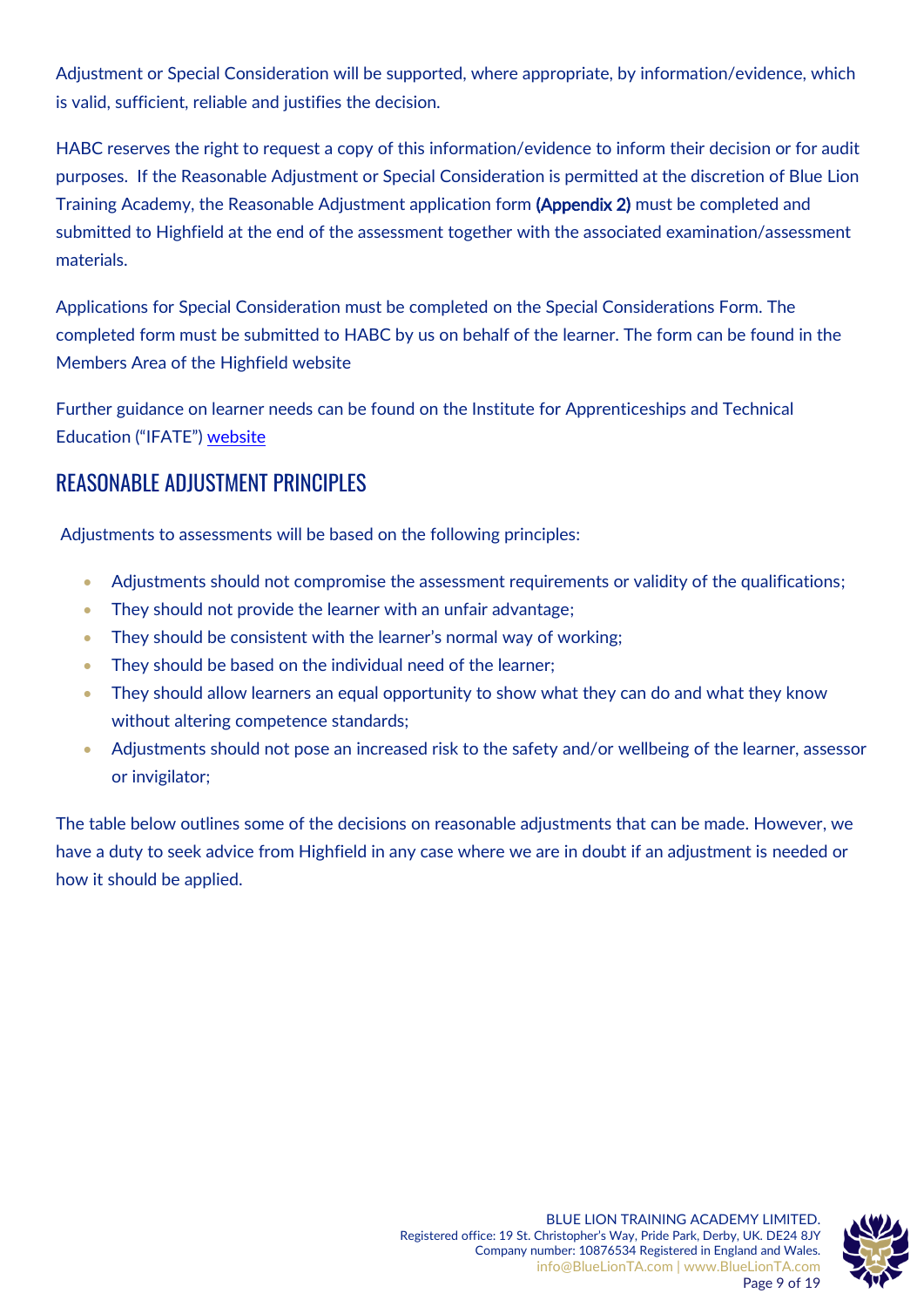Adjustment or Special Consideration will be supported, where appropriate, by information/evidence, which is valid, sufficient, reliable and justifies the decision.

HABC reserves the right to request a copy of this information/evidence to inform their decision or for audit purposes. If the Reasonable Adjustment or Special Consideration is permitted at the discretion of Blue Lion Training Academy, the Reasonable Adjustment application form **(Appendix 2)** must be completed and submitted to Highfield at the end of the assessment together with the associated examination/assessment materials.

Applications for Special Consideration must be completed on the Special Considerations Form. The completed form must be submitted to HABC by us on behalf of the learner. The form can be found in the Members Area of the Highfield website

Further guidance on learner needs can be found on the Institute for Apprenticeships and Technical Education ("IFATE") website

## REASONABLE ADJUSTMENT PRINCIPLES

Adjustments to assessments will be based on the following principles:

- Adjustments should not compromise the assessment requirements or validity of the qualifications;
- They should not provide the learner with an unfair advantage;
- They should be consistent with the learner's normal way of working;
- They should be based on the individual need of the learner;
- They should allow learners an equal opportunity to show what they can do and what they know without altering competence standards;
- Adjustments should not pose an increased risk to the safety and/or wellbeing of the learner, assessor or invigilator;

The table below outlines some of the decisions on reasonable adjustments that can be made. However, we have a duty to seek advice from Highfield in any case where we are in doubt if an adjustment is needed or how it should be applied.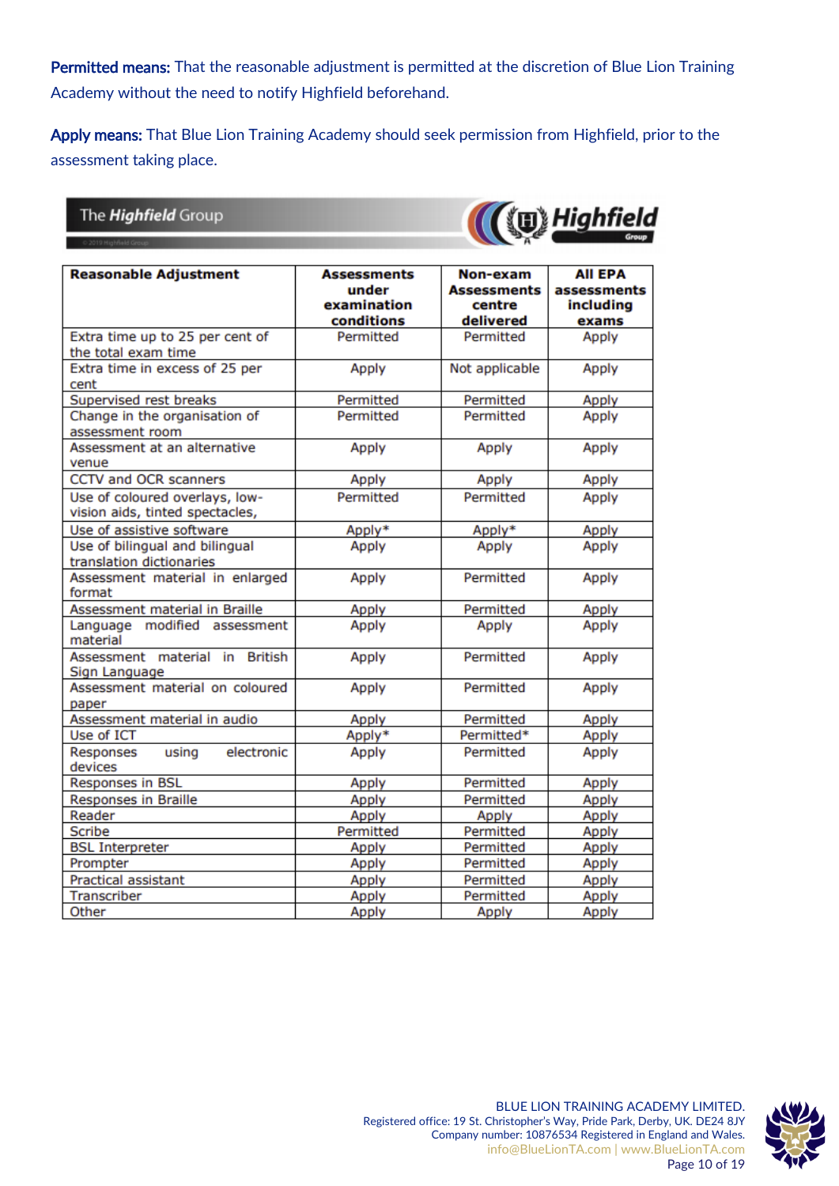**Permitted means:** That the reasonable adjustment is permitted at the discretion of Blue Lion Training Academy without the need to notify Highfield beforehand.

**Apply means:** That Blue Lion Training Academy should seek permission from Highfield, prior to the assessment taking place.

The Highfield Group

| Reasonable Adjustment | Assessments under examination conditions | Non-exam Assessments centre delivered | All EPA assessments including exams |
|---|---|---|---|
| Extra time up to 25 per cent of the total exam time | Permitted | Permitted | Apply |
| Extra time in excess of 25 per cent | Apply | Not applicable | Apply |
| Supervised rest breaks | Permitted | Permitted | Apply |
| Change in the organisation of assessment room | Permitted | Permitted | Apply |
| Assessment at an alternative venue | Apply | Apply | Apply |
| CCTV and OCR scanners | Apply | Apply | Apply |
| Use of coloured overlays, low-vision aids, tinted spectacles, | Permitted | Permitted | Apply |
| Use of assistive software | Apply* | Apply* | Apply |
| Use of bilingual and bilingual translation dictionaries | Apply | Apply | Apply |
| Assessment material in enlarged format | Apply | Permitted | Apply |
| Assessment material in Braille | Apply | Permitted | Apply |
| Language modified assessment material | Apply | Apply | Apply |
| Assessment material in British Sign Language | Apply | Permitted | Apply |
| Assessment material on coloured paper | Apply | Permitted | Apply |
| Assessment material in audio | Apply | Permitted | Apply |
| Use of ICT | Apply* | Permitted* | Apply |
| Responses using electronic devices | Apply | Permitted | Apply |
| Responses in BSL | Apply | Permitted | Apply |
| Responses in Braille | Apply | Permitted | Apply |
| Reader | Apply | Apply | Apply |
| Scribe | Permitted | Permitted | Apply |
| BSL Interpreter | Apply | Permitted | Apply |
| Prompter | Apply | Permitted | Apply |
| Practical assistant | Apply | Permitted | Apply |
| Transcriber | Apply | Permitted | Apply |
| Other | Apply | Apply | Apply |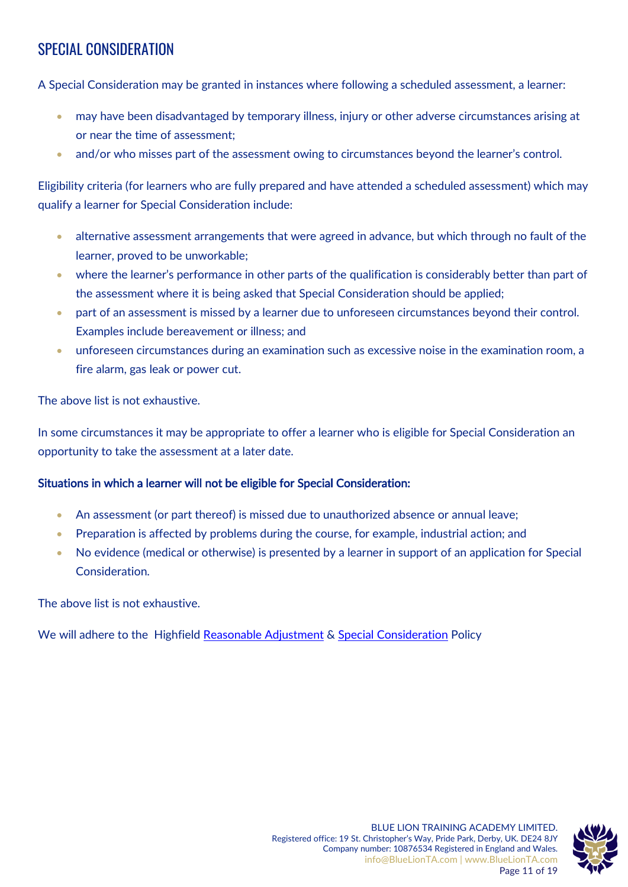## SPECIAL CONSIDERATION

A Special Consideration may be granted in instances where following a scheduled assessment, a learner:

- may have been disadvantaged by temporary illness, injury or other adverse circumstances arising at or near the time of assessment;
- and/or who misses part of the assessment owing to circumstances beyond the learner's control.

Eligibility criteria (for learners who are fully prepared and have attended a scheduled assessment) which may qualify a learner for Special Consideration include:

- alternative assessment arrangements that were agreed in advance, but which through no fault of the learner, proved to be unworkable;
- where the learner's performance in other parts of the qualification is considerably better than part of the assessment where it is being asked that Special Consideration should be applied;
- part of an assessment is missed by a learner due to unforeseen circumstances beyond their control. Examples include bereavement or illness; and
- unforeseen circumstances during an examination such as excessive noise in the examination room, a fire alarm, gas leak or power cut.

The above list is not exhaustive.

In some circumstances it may be appropriate to offer a learner who is eligible for Special Consideration an opportunity to take the assessment at a later date.

**Situations in which a learner will not be eligible for Special Consideration:**

- An assessment (or part thereof) is missed due to unauthorized absence or annual leave;
- Preparation is affected by problems during the course, for example, industrial action; and
- No evidence (medical or otherwise) is presented by a learner in support of an application for Special Consideration.

The above list is not exhaustive.

We will adhere to the Highfield Reasonable Adjustment & Special Consideration Policy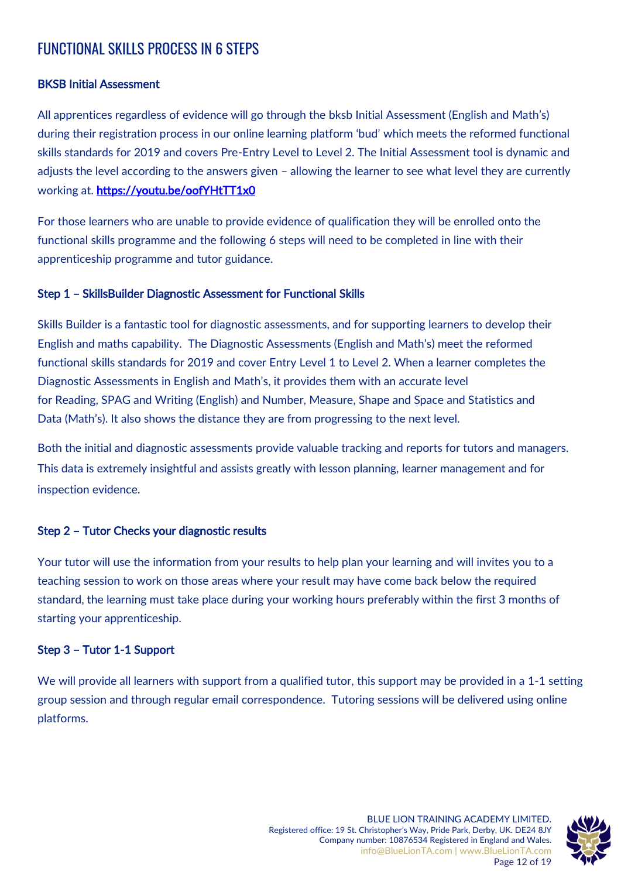# FUNCTIONAL SKILLS PROCESS IN 6 STEPS

### BKSB Initial Assessment

All apprentices regardless of evidence will go through the bksb Initial Assessment (English and Math's) during their registration process in our online learning platform 'bud' which meets the reformed functional skills standards for 2019 and covers Pre-Entry Level to Level 2. The Initial Assessment tool is dynamic and adjusts the level according to the answers given – allowing the learner to see what level they are currently working at. https://youtu.be/oofYHtTT1x0

For those learners who are unable to provide evidence of qualification they will be enrolled onto the functional skills programme and the following 6 steps will need to be completed in line with their apprenticeship programme and tutor guidance.

### Step 1 – SkillsBuilder Diagnostic Assessment for Functional Skills

Skills Builder is a fantastic tool for diagnostic assessments, and for supporting learners to develop their English and maths capability. The Diagnostic Assessments (English and Math's) meet the reformed functional skills standards for 2019 and cover Entry Level 1 to Level 2. When a learner completes the Diagnostic Assessments in English and Math's, it provides them with an accurate level for Reading, SPAG and Writing (English) and Number, Measure, Shape and Space and Statistics and Data (Math's). It also shows the distance they are from progressing to the next level.

Both the initial and diagnostic assessments provide valuable tracking and reports for tutors and managers. This data is extremely insightful and assists greatly with lesson planning, learner management and for inspection evidence.

### Step 2 – Tutor Checks your diagnostic results

Your tutor will use the information from your results to help plan your learning and will invites you to a teaching session to work on those areas where your result may have come back below the required standard, the learning must take place during your working hours preferably within the first 3 months of starting your apprenticeship.

### Step 3 – Tutor 1-1 Support

We will provide all learners with support from a qualified tutor, this support may be provided in a 1-1 setting group session and through regular email correspondence. Tutoring sessions will be delivered using online platforms.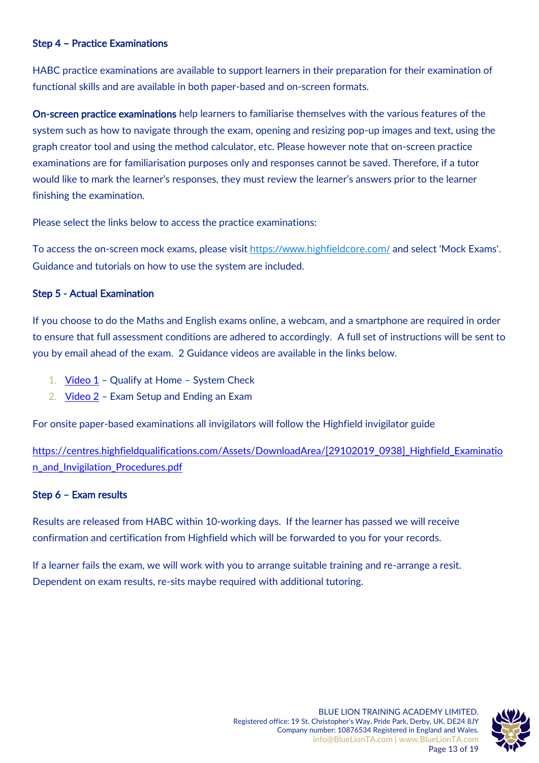### Step 4 – Practice Examinations

HABC practice examinations are available to support learners in their preparation for their examination of functional skills and are available in both paper-based and on-screen formats.

**On-screen practice examinations** help learners to familiarise themselves with the various features of the system such as how to navigate through the exam, opening and resizing pop-up images and text, using the graph creator tool and using the method calculator, etc. Please however note that on-screen practice examinations are for familiarisation purposes only and responses cannot be saved. Therefore, if a tutor would like to mark the learner's responses, they must review the learner's answers prior to the learner finishing the examination.

Please select the links below to access the practice examinations:

To access the on-screen mock exams, please visit https://www.highfieldcore.com/ and select 'Mock Exams'. Guidance and tutorials on how to use the system are included.

### Step 5 - Actual Examination

If you choose to do the Maths and English exams online, a webcam, and a smartphone are required in order to ensure that full assessment conditions are adhered to accordingly. A full set of instructions will be sent to you by email ahead of the exam. 2 Guidance videos are available in the links below.

1. Video 1 – Qualify at Home – System Check
2. Video 2 – Exam Setup and Ending an Exam

For onsite paper-based examinations all invigilators will follow the Highfield invigilator guide

https://centres.highfieldqualifications.com/Assets/DownloadArea/[29102019_0938]_Highfield_Examination_and_Invigilation_Procedures.pdf

### Step 6 – Exam results

Results are released from HABC within 10-working days. If the learner has passed we will receive confirmation and certification from Highfield which will be forwarded to you for your records.

If a learner fails the exam, we will work with you to arrange suitable training and re-arrange a resit. Dependent on exam results, re-sits maybe required with additional tutoring.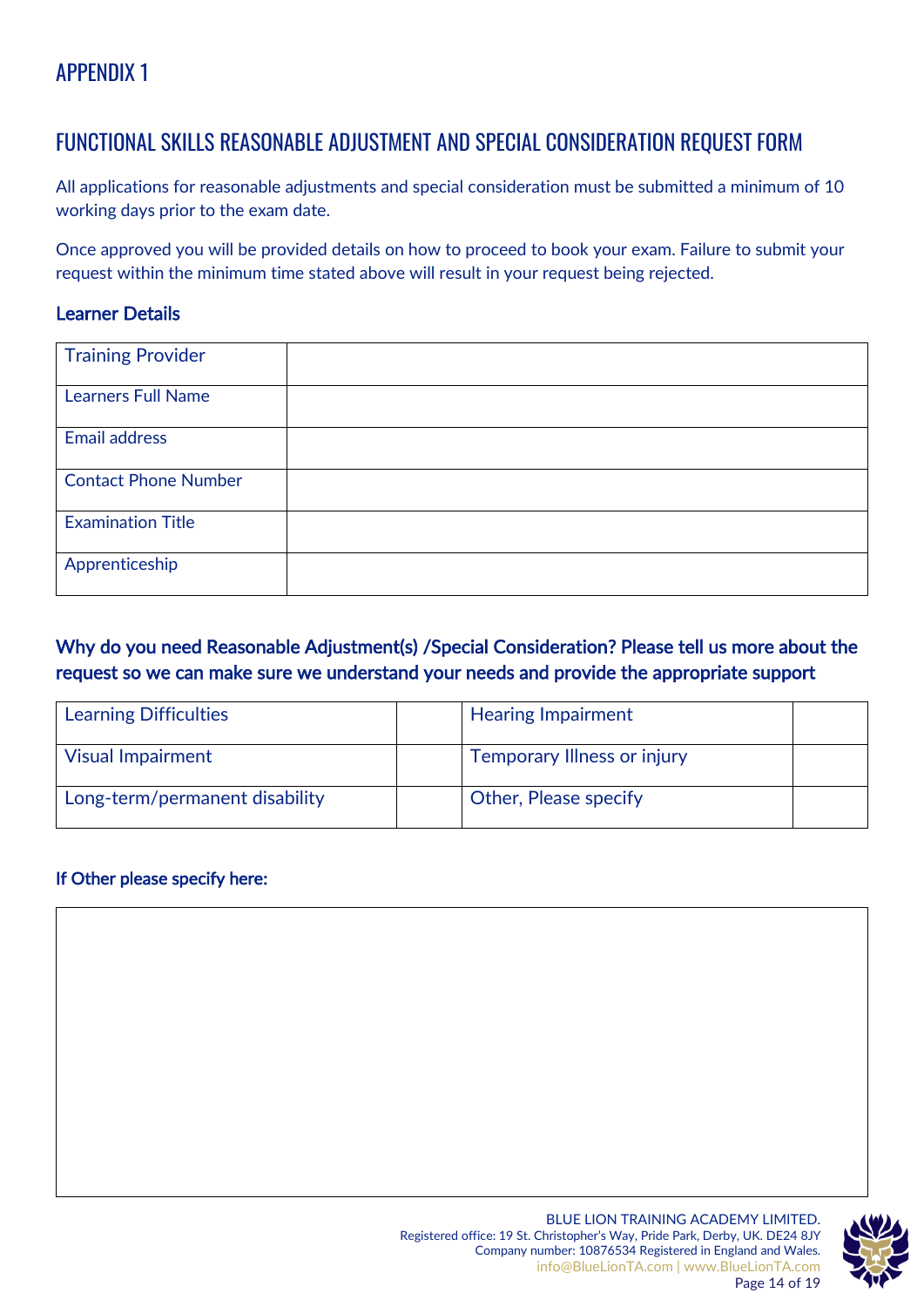# APPENDIX 1

## FUNCTIONAL SKILLS REASONABLE ADJUSTMENT AND SPECIAL CONSIDERATION REQUEST FORM

All applications for reasonable adjustments and special consideration must be submitted a minimum of 10 working days prior to the exam date.

Once approved you will be provided details on how to proceed to book your exam. Failure to submit your request within the minimum time stated above will result in your request being rejected.

### Learner Details

| Training Provider | |
|---|---|
| Learners Full Name | |
| Email address | |
| Contact Phone Number | |
| Examination Title | |
| Apprenticeship | |

### Why do you need Reasonable Adjustment(s) /Special Consideration? Please tell us more about the request so we can make sure we understand your needs and provide the appropriate support

| Learning Difficulties | | Hearing Impairment | |
|---|---|---|---|
| Visual Impairment | | Temporary Illness or injury | |
| Long-term/permanent disability | | Other, Please specify | |

**If Other please specify here:**

| |
|---|
| |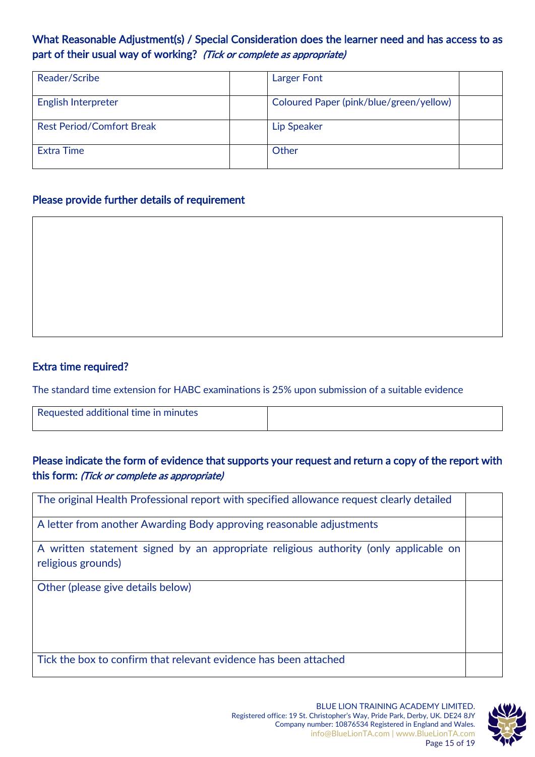### What Reasonable Adjustment(s) / Special Consideration does the learner need and has access to as part of their usual way of working? *(Tick or complete as appropriate)*

| | | | |
|---|---|---|---|
| Reader/Scribe | | Larger Font | |
| English Interpreter | | Coloured Paper (pink/blue/green/yellow) | |
| Rest Period/Comfort Break | | Lip Speaker | |
| Extra Time | | Other | |

### Please provide further details of requirement

| |
|---|
| |

### Extra time required?

The standard time extension for HABC examinations is 25% upon submission of a suitable evidence

| | |
|---|---|
| Requested additional time in minutes | |

### Please indicate the form of evidence that supports your request and return a copy of the report with this form: *(Tick or complete as appropriate)*

| | |
|---|---|
| The original Health Professional report with specified allowance request clearly detailed | |
| A letter from another Awarding Body approving reasonable adjustments | |
| A written statement signed by an appropriate religious authority (only applicable on religious grounds) | |
| Other (please give details below) | |
| Tick the box to confirm that relevant evidence has been attached | |

BLUE LION TRAINING ACADEMY LIMITED.
Registered office: 19 St. Christopher's Way, Pride Park, Derby, UK. DE24 8JY
Company number: 10876534 Registered in England and Wales.
info@BlueLionTA.com | www.BlueLionTA.com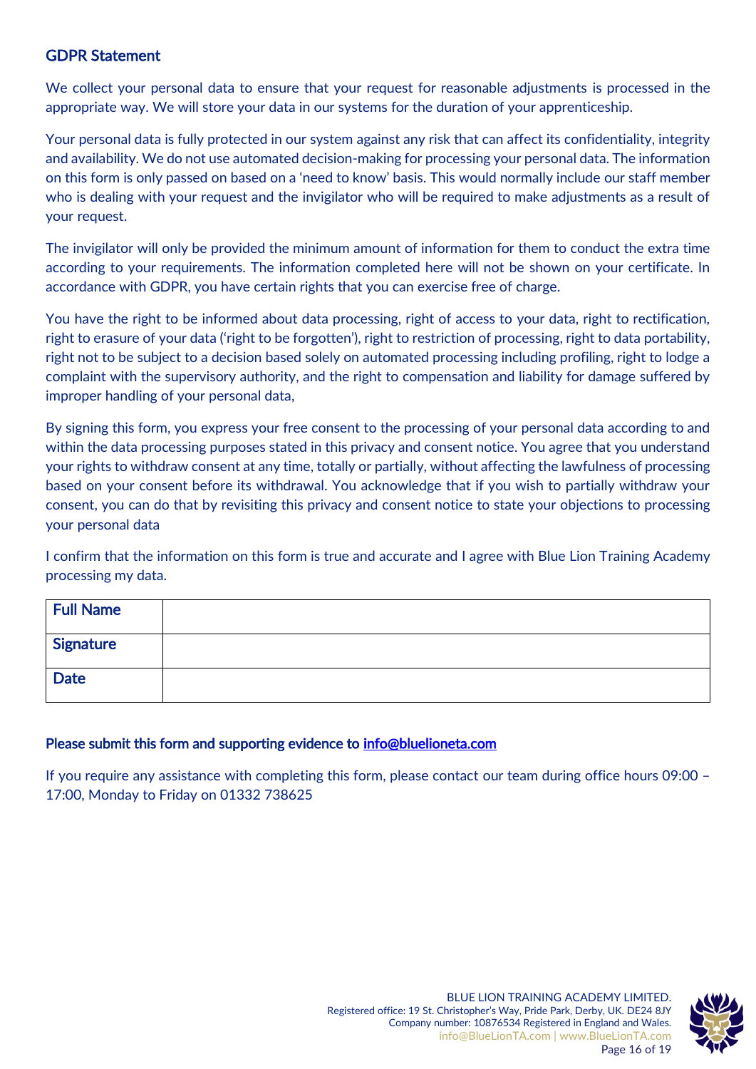## GDPR Statement

We collect your personal data to ensure that your request for reasonable adjustments is processed in the appropriate way. We will store your data in our systems for the duration of your apprenticeship.

Your personal data is fully protected in our system against any risk that can affect its confidentiality, integrity and availability. We do not use automated decision-making for processing your personal data. The information on this form is only passed on based on a 'need to know' basis. This would normally include our staff member who is dealing with your request and the invigilator who will be required to make adjustments as a result of your request.

The invigilator will only be provided the minimum amount of information for them to conduct the extra time according to your requirements. The information completed here will not be shown on your certificate. In accordance with GDPR, you have certain rights that you can exercise free of charge.

You have the right to be informed about data processing, right of access to your data, right to rectification, right to erasure of your data ('right to be forgotten'), right to restriction of processing, right to data portability, right not to be subject to a decision based solely on automated processing including profiling, right to lodge a complaint with the supervisory authority, and the right to compensation and liability for damage suffered by improper handling of your personal data,

By signing this form, you express your free consent to the processing of your personal data according to and within the data processing purposes stated in this privacy and consent notice. You agree that you understand your rights to withdraw consent at any time, totally or partially, without affecting the lawfulness of processing based on your consent before its withdrawal. You acknowledge that if you wish to partially withdraw your consent, you can do that by revisiting this privacy and consent notice to state your objections to processing your personal data

I confirm that the information on this form is true and accurate and I agree with Blue Lion Training Academy processing my data.

| **Full Name** | |
|---|---|
| **Signature** | |
| **Date** | |

**Please submit this form and supporting evidence to info@bluelioneta.com**

If you require any assistance with completing this form, please contact our team during office hours 09:00 – 17:00, Monday to Friday on 01332 738625

BLUE LION TRAINING ACADEMY LIMITED.
Registered office: 19 St. Christopher's Way, Pride Park, Derby, UK. DE24 8JY
Company number: 10876534 Registered in England and Wales.
info@BlueLionTA.com | www.BlueLionTA.com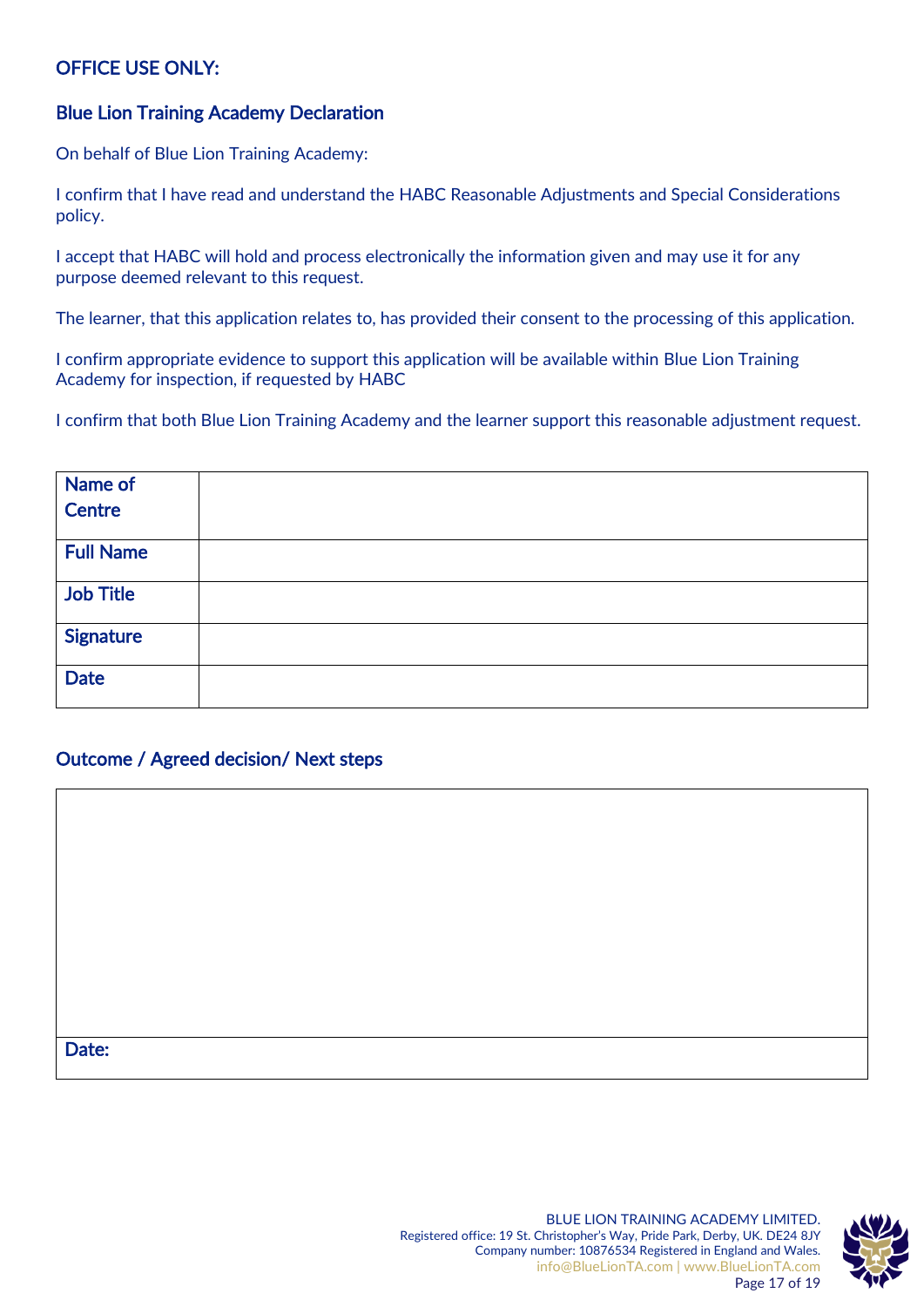## OFFICE USE ONLY:

### Blue Lion Training Academy Declaration

On behalf of Blue Lion Training Academy:

I confirm that I have read and understand the HABC Reasonable Adjustments and Special Considerations policy.

I accept that HABC will hold and process electronically the information given and may use it for any purpose deemed relevant to this request.

The learner, that this application relates to, has provided their consent to the processing of this application.

I confirm appropriate evidence to support this application will be available within Blue Lion Training Academy for inspection, if requested by HABC

I confirm that both Blue Lion Training Academy and the learner support this reasonable adjustment request.

| | |
|---|---|
| **Name of Centre** | |
| **Full Name** | |
| **Job Title** | |
| **Signature** | |
| **Date** | |

### Outcome / Agreed decision/ Next steps

| |
|---|
| |
| **Date:** |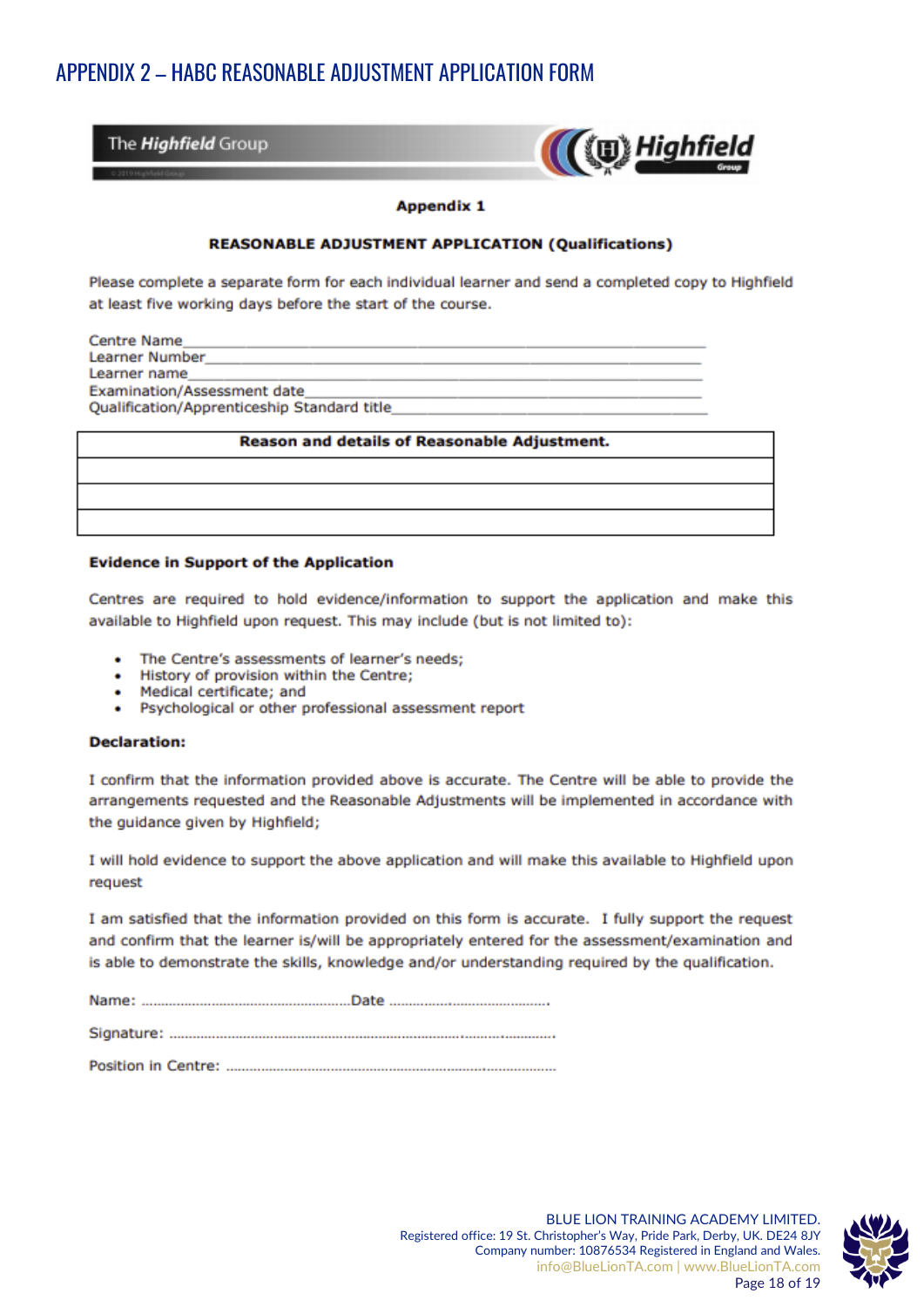# APPENDIX 2 – HABC REASONABLE ADJUSTMENT APPLICATION FORM

The **Highfield** Group

**Appendix 1**

**REASONABLE ADJUSTMENT APPLICATION (Qualifications)**

Please complete a separate form for each individual learner and send a completed copy to Highfield at least five working days before the start of the course.

Centre Name\_\_\_\_\_\_\_\_\_\_\_\_\_\_\_\_\_\_\_\_\_\_\_\_\_\_\_\_\_\_\_\_\_\_\_\_\_\_\_\_\_\_\_\_\_\_\_\_\_\_\_\_\_\_
Learner Number\_\_\_\_\_\_\_\_\_\_\_\_\_\_\_\_\_\_\_\_\_\_\_\_\_\_\_\_\_\_\_\_\_\_\_\_\_\_\_\_\_\_\_\_\_\_\_\_\_\_\_
Learner name\_\_\_\_\_\_\_\_\_\_\_\_\_\_\_\_\_\_\_\_\_\_\_\_\_\_\_\_\_\_\_\_\_\_\_\_\_\_\_\_\_\_\_\_\_\_\_\_\_\_\_\_\_
Examination/Assessment date\_\_\_\_\_\_\_\_\_\_\_\_\_\_\_\_\_\_\_\_\_\_\_\_\_\_\_\_\_\_\_\_\_\_\_\_\_\_\_\_
Qualification/Apprenticeship Standard title\_\_\_\_\_\_\_\_\_\_\_\_\_\_\_\_\_\_\_\_\_\_\_\_\_\_\_\_\_\_\_\_

| **Reason and details of Reasonable Adjustment.** |
|---|
| |
| |
| |

**Evidence in Support of the Application**

Centres are required to hold evidence/information to support the application and make this available to Highfield upon request. This may include (but is not limited to):

- The Centre's assessments of learner's needs;
- History of provision within the Centre;
- Medical certificate; and
- Psychological or other professional assessment report

**Declaration:**

I confirm that the information provided above is accurate. The Centre will be able to provide the arrangements requested and the Reasonable Adjustments will be implemented in accordance with the guidance given by Highfield;

I will hold evidence to support the above application and will make this available to Highfield upon request

I am satisfied that the information provided on this form is accurate. I fully support the request and confirm that the learner is/will be appropriately entered for the assessment/examination and is able to demonstrate the skills, knowledge and/or understanding required by the qualification.

Name: ......................................................Date ........................................

Signature: ..........................................................................................................

Position in Centre: ............................................................................................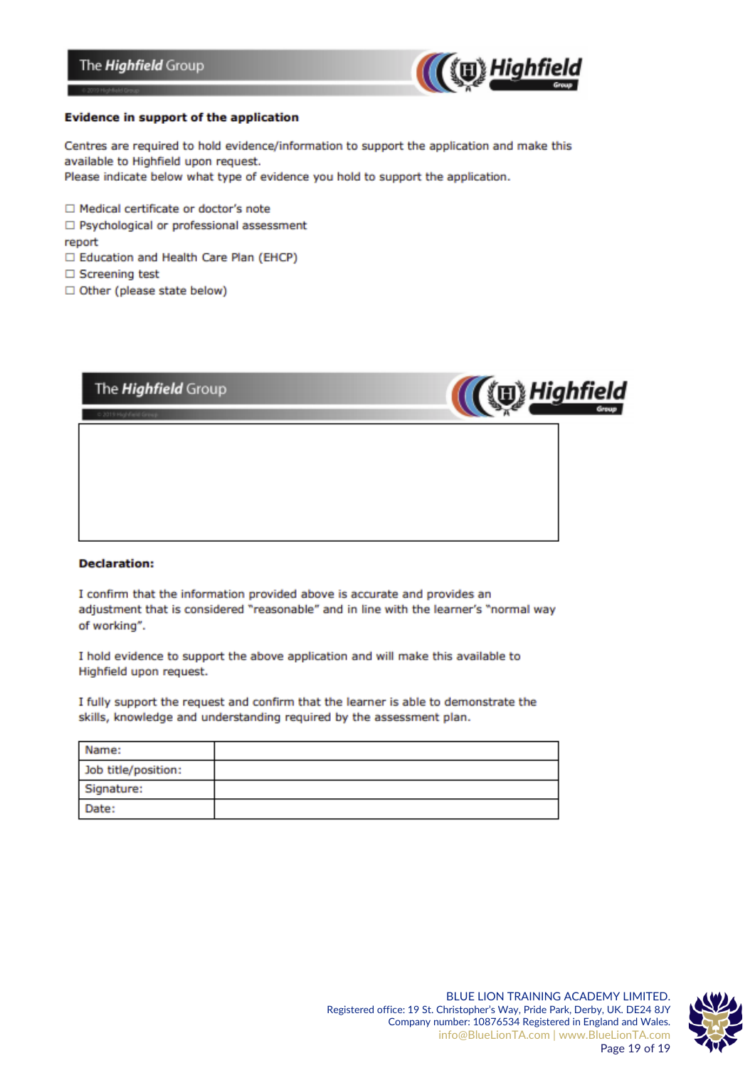**Evidence in support of the application**

Centres are required to hold evidence/information to support the application and make this available to Highfield upon request.
Please indicate below what type of evidence you hold to support the application.

☐ Medical certificate or doctor's note
☐ Psychological or professional assessment report
☐ Education and Health Care Plan (EHCP)
☐ Screening test
☐ Other (please state below)

| |
|---|
| |

**Declaration:**

I confirm that the information provided above is accurate and provides an adjustment that is considered "reasonable" and in line with the learner's "normal way of working".

I hold evidence to support the above application and will make this available to Highfield upon request.

I fully support the request and confirm that the learner is able to demonstrate the skills, knowledge and understanding required by the assessment plan.

| | |
|---|---|
| Name: | |
| Job title/position: | |
| Signature: | |
| Date: | |